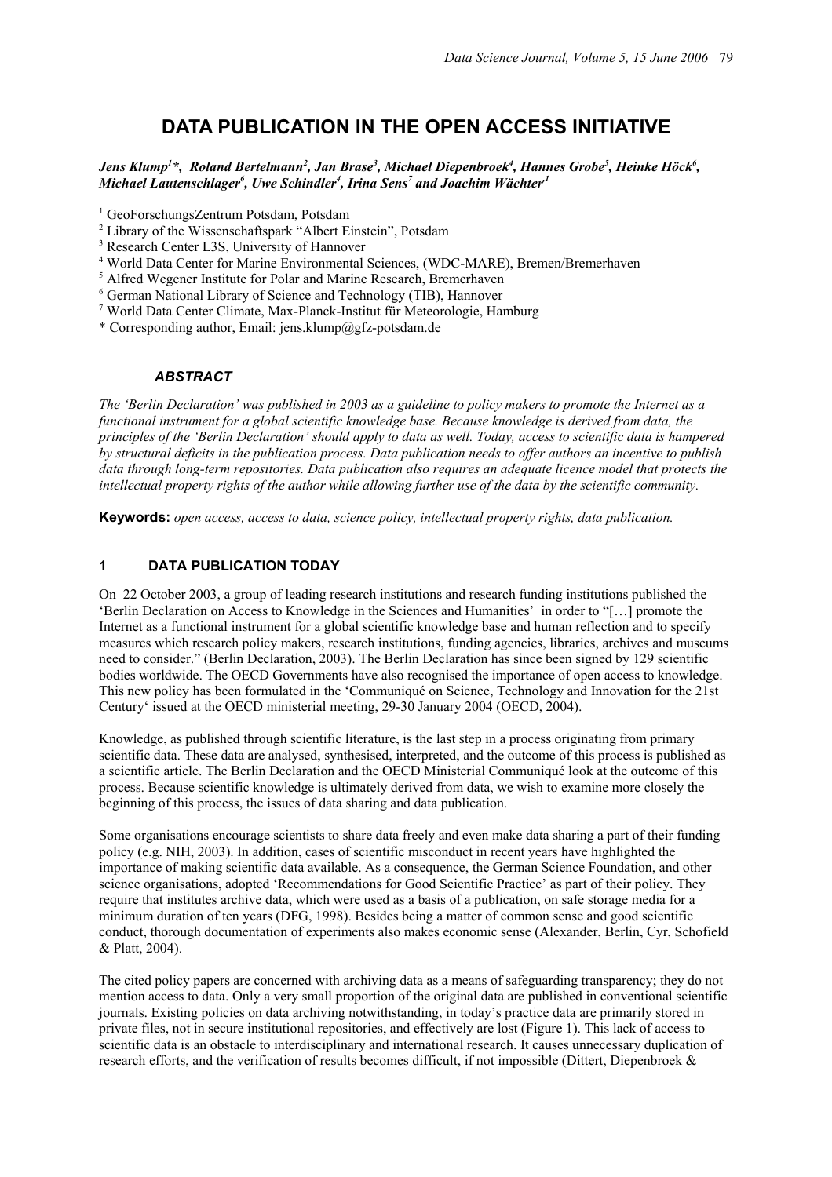# DATA PUBLICATION IN THE OPEN ACCESS INITIATIVE

***Jens Klump[1]\*, Roland Bertelmann[2], Jan Brase[3], Michael Diepenbroek[4], Hannes Grobe[5], Heinke Höck[6], Michael Lautenschlager[6], Uwe Schindler[4], Irina Sens[7] and Joachim Wächter[1]***

[1] GeoForschungsZentrum Potsdam, Potsdam
[2] Library of the Wissenschaftspark "Albert Einstein", Potsdam
[3] Research Center L3S, University of Hannover
[4] World Data Center for Marine Environmental Sciences, (WDC-MARE), Bremen/Bremerhaven
[5] Alfred Wegener Institute for Polar and Marine Research, Bremerhaven
[6] German National Library of Science and Technology (TIB), Hannover
[7] World Data Center Climate, Max-Planck-Institut für Meteorologie, Hamburg
\* Corresponding author, Email: jens.klump@gfz-potsdam.de

### *ABSTRACT*

*The 'Berlin Declaration' was published in 2003 as a guideline to policy makers to promote the Internet as a functional instrument for a global scientific knowledge base. Because knowledge is derived from data, the principles of the 'Berlin Declaration' should apply to data as well. Today, access to scientific data is hampered by structural deficits in the publication process. Data publication needs to offer authors an incentive to publish data through long-term repositories. Data publication also requires an adequate licence model that protects the intellectual property rights of the author while allowing further use of the data by the scientific community.*

**Keywords:** *open access, access to data, science policy, intellectual property rights, data publication.*

## 1 DATA PUBLICATION TODAY

On 22 October 2003, a group of leading research institutions and research funding institutions published the 'Berlin Declaration on Access to Knowledge in the Sciences and Humanities' in order to "[…] promote the Internet as a functional instrument for a global scientific knowledge base and human reflection and to specify measures which research policy makers, research institutions, funding agencies, libraries, archives and museums need to consider." (Berlin Declaration, 2003). The Berlin Declaration has since been signed by 129 scientific bodies worldwide. The OECD Governments have also recognised the importance of open access to knowledge. This new policy has been formulated in the 'Communiqué on Science, Technology and Innovation for the 21st Century' issued at the OECD ministerial meeting, 29-30 January 2004 (OECD, 2004).

Knowledge, as published through scientific literature, is the last step in a process originating from primary scientific data. These data are analysed, synthesised, interpreted, and the outcome of this process is published as a scientific article. The Berlin Declaration and the OECD Ministerial Communiqué look at the outcome of this process. Because scientific knowledge is ultimately derived from data, we wish to examine more closely the beginning of this process, the issues of data sharing and data publication.

Some organisations encourage scientists to share data freely and even make data sharing a part of their funding policy (e.g. NIH, 2003). In addition, cases of scientific misconduct in recent years have highlighted the importance of making scientific data available. As a consequence, the German Science Foundation, and other science organisations, adopted 'Recommendations for Good Scientific Practice' as part of their policy. They require that institutes archive data, which were used as a basis of a publication, on safe storage media for a minimum duration of ten years (DFG, 1998). Besides being a matter of common sense and good scientific conduct, thorough documentation of experiments also makes economic sense (Alexander, Berlin, Cyr, Schofield & Platt, 2004).

The cited policy papers are concerned with archiving data as a means of safeguarding transparency; they do not mention access to data. Only a very small proportion of the original data are published in conventional scientific journals. Existing policies on data archiving notwithstanding, in today's practice data are primarily stored in private files, not in secure institutional repositories, and effectively are lost (Figure 1). This lack of access to scientific data is an obstacle to interdisciplinary and international research. It causes unnecessary duplication of research efforts, and the verification of results becomes difficult, if not impossible (Dittert, Diepenbroek &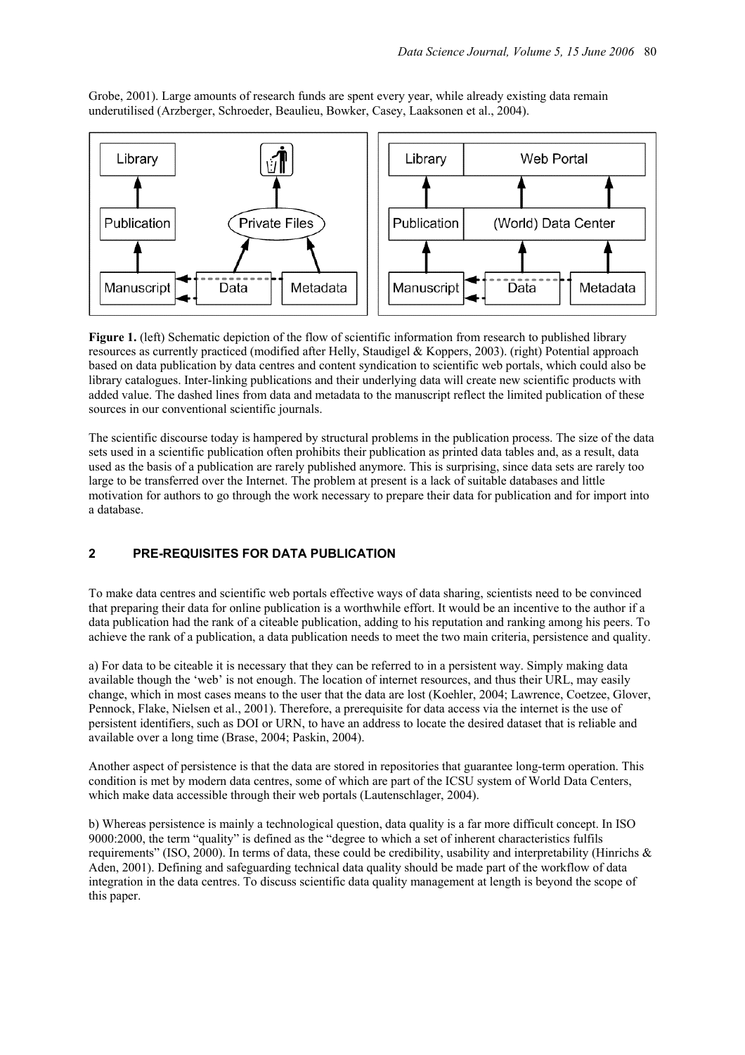Grobe, 2001). Large amounts of research funds are spent every year, while already existing data remain underutilised (Arzberger, Schroeder, Beaulieu, Bowker, Casey, Laaksonen et al., 2004).

**Figure 1.** (left) Schematic depiction of the flow of scientific information from research to published library resources as currently practiced (modified after Helly, Staudigel & Koppers, 2003). (right) Potential approach based on data publication by data centres and content syndication to scientific web portals, which could also be library catalogues. Inter-linking publications and their underlying data will create new scientific products with added value. The dashed lines from data and metadata to the manuscript reflect the limited publication of these sources in our conventional scientific journals.

The scientific discourse today is hampered by structural problems in the publication process. The size of the data sets used in a scientific publication often prohibits their publication as printed data tables and, as a result, data used as the basis of a publication are rarely published anymore. This is surprising, since data sets are rarely too large to be transferred over the Internet. The problem at present is a lack of suitable databases and little motivation for authors to go through the work necessary to prepare their data for publication and for import into a database.

## 2 PRE-REQUISITES FOR DATA PUBLICATION

To make data centres and scientific web portals effective ways of data sharing, scientists need to be convinced that preparing their data for online publication is a worthwhile effort. It would be an incentive to the author if a data publication had the rank of a citeable publication, adding to his reputation and ranking among his peers. To achieve the rank of a publication, a data publication needs to meet the two main criteria, persistence and quality.

a) For data to be citeable it is necessary that they can be referred to in a persistent way. Simply making data available though the 'web' is not enough. The location of internet resources, and thus their URL, may easily change, which in most cases means to the user that the data are lost (Koehler, 2004; Lawrence, Coetzee, Glover, Pennock, Flake, Nielsen et al., 2001). Therefore, a prerequisite for data access via the internet is the use of persistent identifiers, such as DOI or URN, to have an address to locate the desired dataset that is reliable and available over a long time (Brase, 2004; Paskin, 2004).

Another aspect of persistence is that the data are stored in repositories that guarantee long-term operation. This condition is met by modern data centres, some of which are part of the ICSU system of World Data Centers, which make data accessible through their web portals (Lautenschlager, 2004).

b) Whereas persistence is mainly a technological question, data quality is a far more difficult concept. In ISO 9000:2000, the term "quality" is defined as the "degree to which a set of inherent characteristics fulfils requirements" (ISO, 2000). In terms of data, these could be credibility, usability and interpretability (Hinrichs & Aden, 2001). Defining and safeguarding technical data quality should be made part of the workflow of data integration in the data centres. To discuss scientific data quality management at length is beyond the scope of this paper.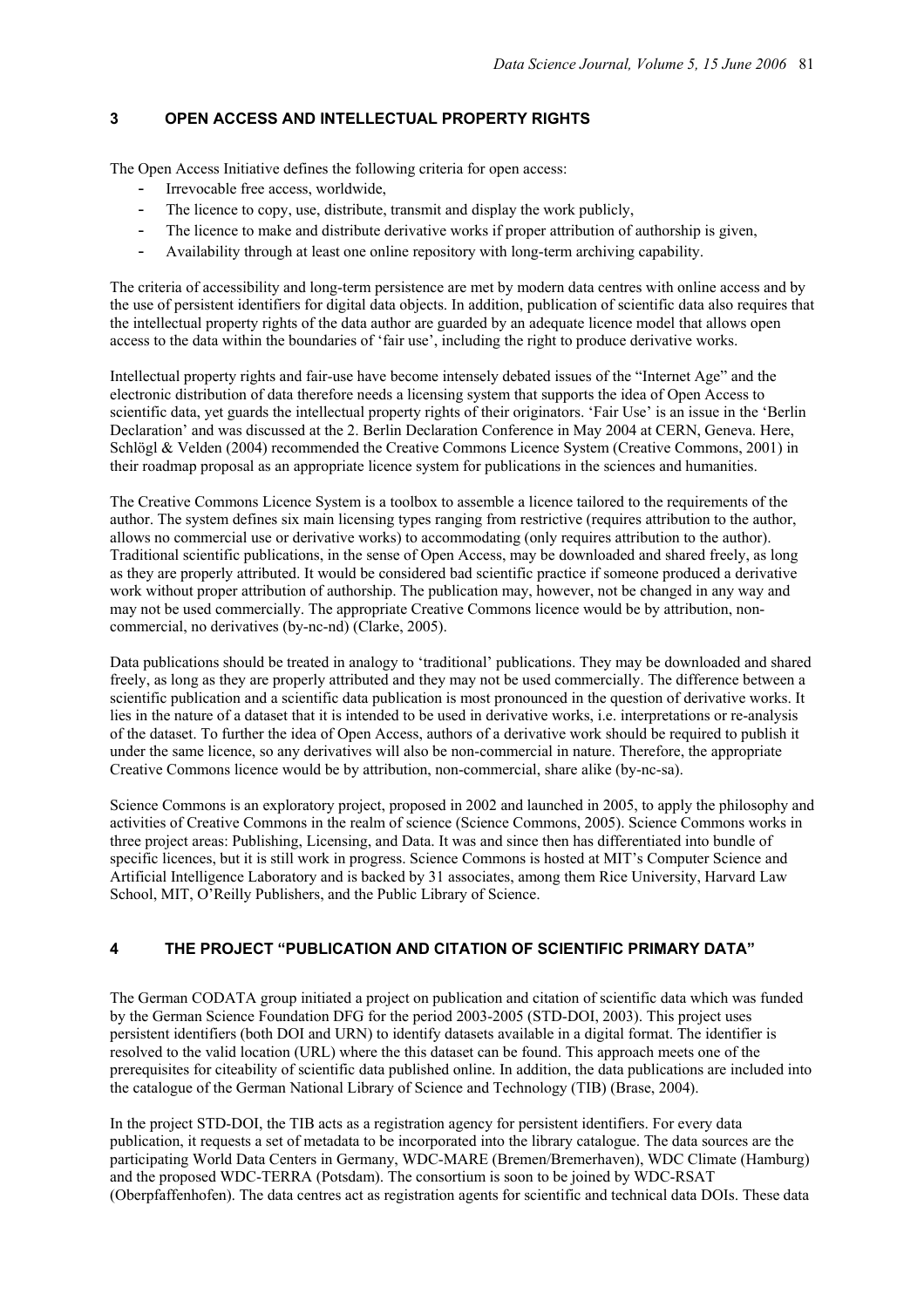## 3 OPEN ACCESS AND INTELLECTUAL PROPERTY RIGHTS

The Open Access Initiative defines the following criteria for open access:

- Irrevocable free access, worldwide,
- The licence to copy, use, distribute, transmit and display the work publicly,
- The licence to make and distribute derivative works if proper attribution of authorship is given,
- Availability through at least one online repository with long-term archiving capability.

The criteria of accessibility and long-term persistence are met by modern data centres with online access and by the use of persistent identifiers for digital data objects. In addition, publication of scientific data also requires that the intellectual property rights of the data author are guarded by an adequate licence model that allows open access to the data within the boundaries of 'fair use', including the right to produce derivative works.

Intellectual property rights and fair-use have become intensely debated issues of the "Internet Age" and the electronic distribution of data therefore needs a licensing system that supports the idea of Open Access to scientific data, yet guards the intellectual property rights of their originators. 'Fair Use' is an issue in the 'Berlin Declaration' and was discussed at the 2. Berlin Declaration Conference in May 2004 at CERN, Geneva. Here, Schlögl & Velden (2004) recommended the Creative Commons Licence System (Creative Commons, 2001) in their roadmap proposal as an appropriate licence system for publications in the sciences and humanities.

The Creative Commons Licence System is a toolbox to assemble a licence tailored to the requirements of the author. The system defines six main licensing types ranging from restrictive (requires attribution to the author, allows no commercial use or derivative works) to accommodating (only requires attribution to the author). Traditional scientific publications, in the sense of Open Access, may be downloaded and shared freely, as long as they are properly attributed. It would be considered bad scientific practice if someone produced a derivative work without proper attribution of authorship. The publication may, however, not be changed in any way and may not be used commercially. The appropriate Creative Commons licence would be by attribution, non-commercial, no derivatives (by-nc-nd) (Clarke, 2005).

Data publications should be treated in analogy to 'traditional' publications. They may be downloaded and shared freely, as long as they are properly attributed and they may not be used commercially. The difference between a scientific publication and a scientific data publication is most pronounced in the question of derivative works. It lies in the nature of a dataset that it is intended to be used in derivative works, i.e. interpretations or re-analysis of the dataset. To further the idea of Open Access, authors of a derivative work should be required to publish it under the same licence, so any derivatives will also be non-commercial in nature. Therefore, the appropriate Creative Commons licence would be by attribution, non-commercial, share alike (by-nc-sa).

Science Commons is an exploratory project, proposed in 2002 and launched in 2005, to apply the philosophy and activities of Creative Commons in the realm of science (Science Commons, 2005). Science Commons works in three project areas: Publishing, Licensing, and Data. It was and since then has differentiated into bundle of specific licences, but it is still work in progress. Science Commons is hosted at MIT's Computer Science and Artificial Intelligence Laboratory and is backed by 31 associates, among them Rice University, Harvard Law School, MIT, O'Reilly Publishers, and the Public Library of Science.

## 4 THE PROJECT "PUBLICATION AND CITATION OF SCIENTIFIC PRIMARY DATA"

The German CODATA group initiated a project on publication and citation of scientific data which was funded by the German Science Foundation DFG for the period 2003-2005 (STD-DOI, 2003). This project uses persistent identifiers (both DOI and URN) to identify datasets available in a digital format. The identifier is resolved to the valid location (URL) where the this dataset can be found. This approach meets one of the prerequisites for citeability of scientific data published online. In addition, the data publications are included into the catalogue of the German National Library of Science and Technology (TIB) (Brase, 2004).

In the project STD-DOI, the TIB acts as a registration agency for persistent identifiers. For every data publication, it requests a set of metadata to be incorporated into the library catalogue. The data sources are the participating World Data Centers in Germany, WDC-MARE (Bremen/Bremerhaven), WDC Climate (Hamburg) and the proposed WDC-TERRA (Potsdam). The consortium is soon to be joined by WDC-RSAT (Oberpfaffenhofen). The data centres act as registration agents for scientific and technical data DOIs. These data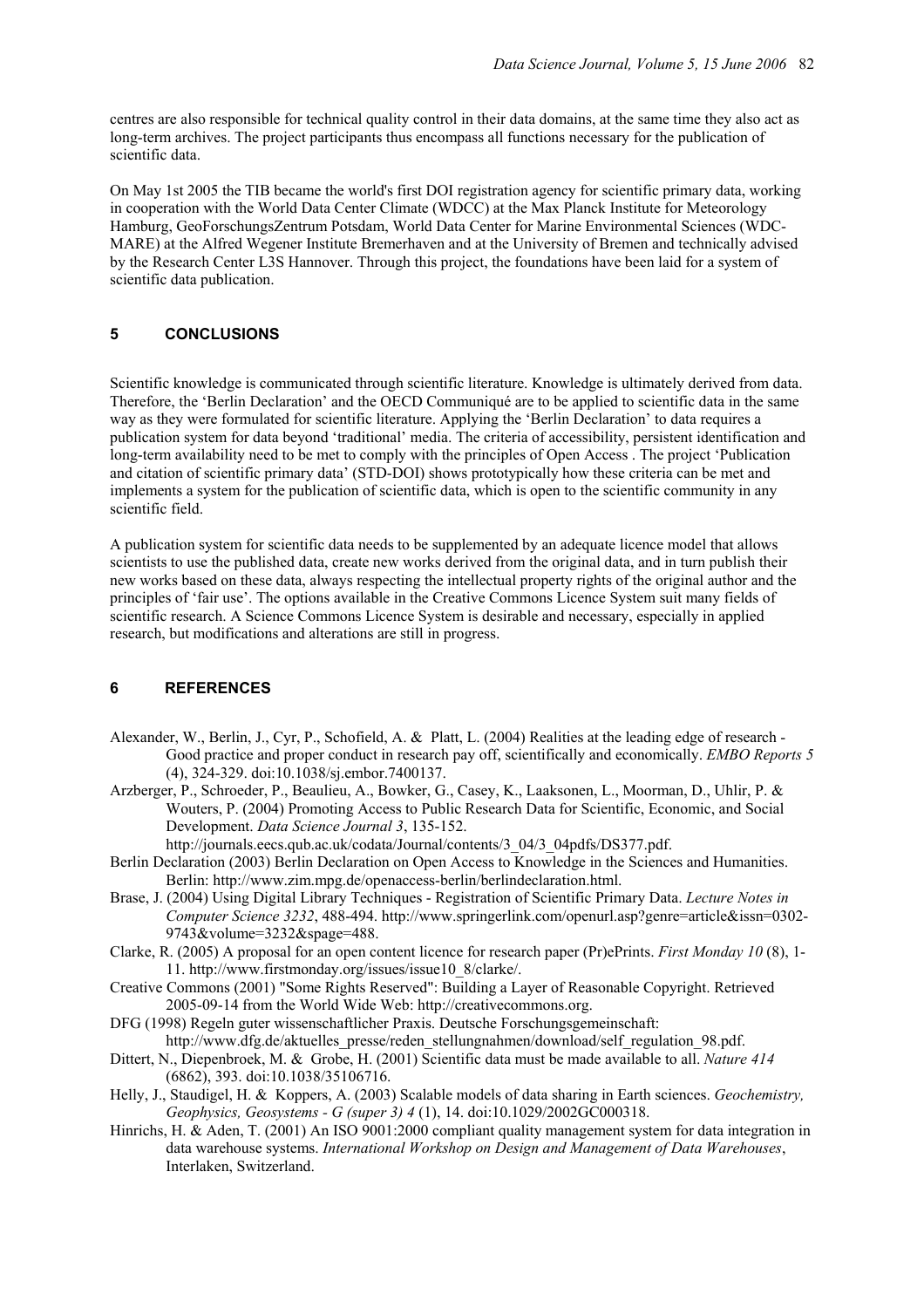centres are also responsible for technical quality control in their data domains, at the same time they also act as long-term archives. The project participants thus encompass all functions necessary for the publication of scientific data.

On May 1st 2005 the TIB became the world's first DOI registration agency for scientific primary data, working in cooperation with the World Data Center Climate (WDCC) at the Max Planck Institute for Meteorology Hamburg, GeoForschungsZentrum Potsdam, World Data Center for Marine Environmental Sciences (WDC-MARE) at the Alfred Wegener Institute Bremerhaven and at the University of Bremen and technically advised by the Research Center L3S Hannover. Through this project, the foundations have been laid for a system of scientific data publication.

## 5 CONCLUSIONS

Scientific knowledge is communicated through scientific literature. Knowledge is ultimately derived from data. Therefore, the 'Berlin Declaration' and the OECD Communiqué are to be applied to scientific data in the same way as they were formulated for scientific literature. Applying the 'Berlin Declaration' to data requires a publication system for data beyond 'traditional' media. The criteria of accessibility, persistent identification and long-term availability need to be met to comply with the principles of Open Access . The project 'Publication and citation of scientific primary data' (STD-DOI) shows prototypically how these criteria can be met and implements a system for the publication of scientific data, which is open to the scientific community in any scientific field.

A publication system for scientific data needs to be supplemented by an adequate licence model that allows scientists to use the published data, create new works derived from the original data, and in turn publish their new works based on these data, always respecting the intellectual property rights of the original author and the principles of 'fair use'. The options available in the Creative Commons Licence System suit many fields of scientific research. A Science Commons Licence System is desirable and necessary, especially in applied research, but modifications and alterations are still in progress.

## 6 REFERENCES

Alexander, W., Berlin, J., Cyr, P., Schofield, A. & Platt, L. (2004) Realities at the leading edge of research - Good practice and proper conduct in research pay off, scientifically and economically. *EMBO Reports 5* (4), 324-329. doi:10.1038/sj.embor.7400137.

Arzberger, P., Schroeder, P., Beaulieu, A., Bowker, G., Casey, K., Laaksonen, L., Moorman, D., Uhlir, P. & Wouters, P. (2004) Promoting Access to Public Research Data for Scientific, Economic, and Social Development. *Data Science Journal 3*, 135-152. http://journals.eecs.qub.ac.uk/codata/Journal/contents/3_04/3_04pdfs/DS377.pdf.

Berlin Declaration (2003) Berlin Declaration on Open Access to Knowledge in the Sciences and Humanities. Berlin: http://www.zim.mpg.de/openaccess-berlin/berlindeclaration.html.

Brase, J. (2004) Using Digital Library Techniques - Registration of Scientific Primary Data. *Lecture Notes in Computer Science 3232*, 488-494. http://www.springerlink.com/openurl.asp?genre=article&issn=0302-9743&volume=3232&spage=488.

Clarke, R. (2005) A proposal for an open content licence for research paper (Pr)ePrints. *First Monday 10* (8), 1-11. http://www.firstmonday.org/issues/issue10_8/clarke/.

Creative Commons (2001) "Some Rights Reserved": Building a Layer of Reasonable Copyright. Retrieved 2005-09-14 from the World Wide Web: http://creativecommons.org.

DFG (1998) Regeln guter wissenschaftlicher Praxis. Deutsche Forschungsgemeinschaft: http://www.dfg.de/aktuelles_presse/reden_stellungnahmen/download/self_regulation_98.pdf.

Dittert, N., Diepenbroek, M. & Grobe, H. (2001) Scientific data must be made available to all. *Nature 414* (6862), 393. doi:10.1038/35106716.

Helly, J., Staudigel, H. & Koppers, A. (2003) Scalable models of data sharing in Earth sciences. *Geochemistry, Geophysics, Geosystems - G (super 3) 4* (1), 14. doi:10.1029/2002GC000318.

Hinrichs, H. & Aden, T. (2001) An ISO 9001:2000 compliant quality management system for data integration in data warehouse systems. *International Workshop on Design and Management of Data Warehouses*, Interlaken, Switzerland.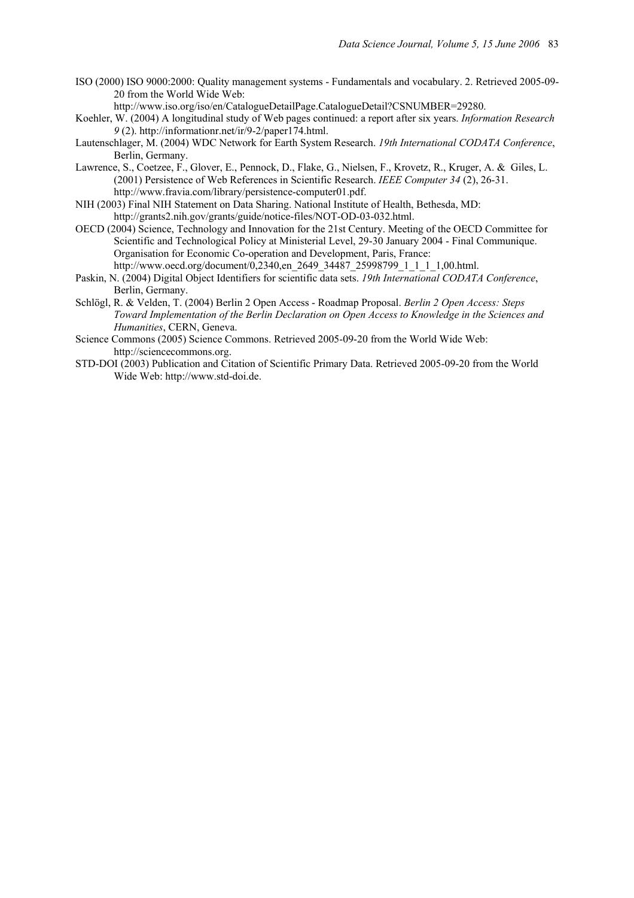ISO (2000) ISO 9000:2000: Quality management systems - Fundamentals and vocabulary. 2. Retrieved 2005-09-20 from the World Wide Web: http://www.iso.org/iso/en/CatalogueDetailPage.CatalogueDetail?CSNUMBER=29280.

Koehler, W. (2004) A longitudinal study of Web pages continued: a report after six years. *Information Research 9* (2). http://informationr.net/ir/9-2/paper174.html.

Lautenschlager, M. (2004) WDC Network for Earth System Research. *19th International CODATA Conference*, Berlin, Germany.

Lawrence, S., Coetzee, F., Glover, E., Pennock, D., Flake, G., Nielsen, F., Krovetz, R., Kruger, A. & Giles, L. (2001) Persistence of Web References in Scientific Research. *IEEE Computer 34* (2), 26-31. http://www.fravia.com/library/persistence-computer01.pdf.

NIH (2003) Final NIH Statement on Data Sharing. National Institute of Health, Bethesda, MD: http://grants2.nih.gov/grants/guide/notice-files/NOT-OD-03-032.html.

OECD (2004) Science, Technology and Innovation for the 21st Century. Meeting of the OECD Committee for Scientific and Technological Policy at Ministerial Level, 29-30 January 2004 - Final Communique. Organisation for Economic Co-operation and Development, Paris, France: http://www.oecd.org/document/0,2340,en_2649_34487_25998799_1_1_1_1,00.html.

Paskin, N. (2004) Digital Object Identifiers for scientific data sets. *19th International CODATA Conference*, Berlin, Germany.

Schlögl, R. & Velden, T. (2004) Berlin 2 Open Access - Roadmap Proposal. *Berlin 2 Open Access: Steps Toward Implementation of the Berlin Declaration on Open Access to Knowledge in the Sciences and Humanities*, CERN, Geneva.

Science Commons (2005) Science Commons. Retrieved 2005-09-20 from the World Wide Web: http://sciencecommons.org.

STD-DOI (2003) Publication and Citation of Scientific Primary Data. Retrieved 2005-09-20 from the World Wide Web: http://www.std-doi.de.